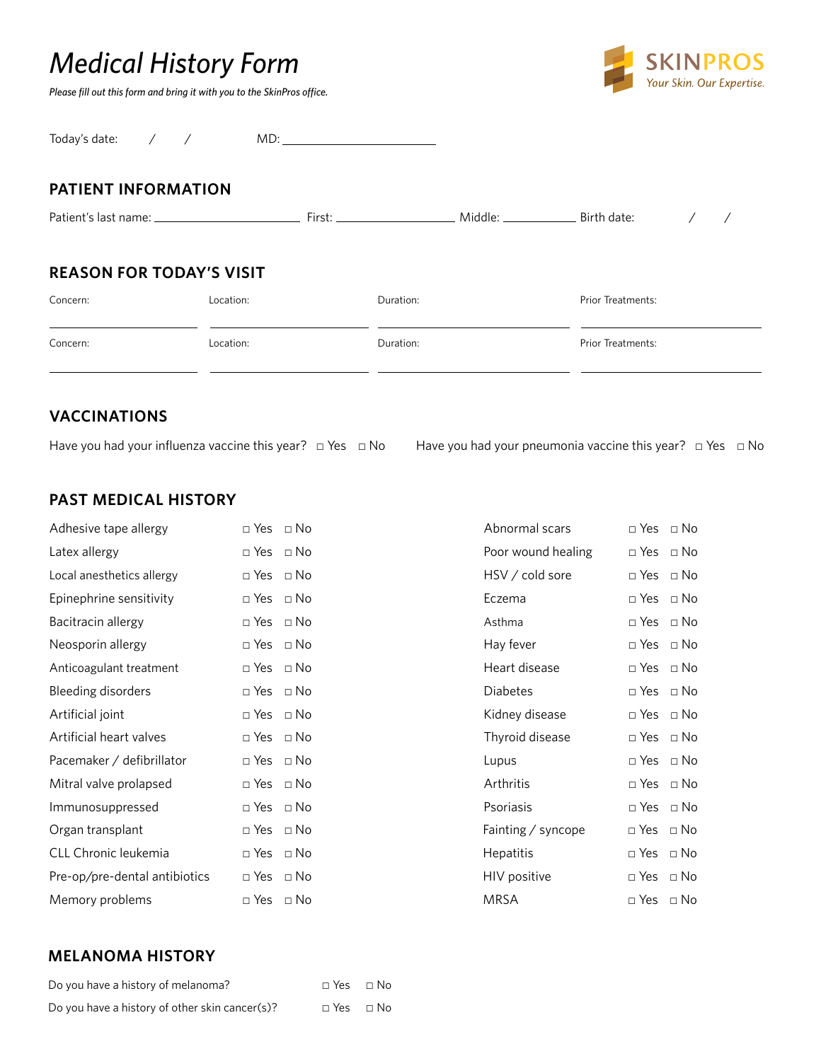# Medical History Form

*Please fill out this form and bring it with you to the SkinPros office.*

SKINPROS
*Your Skin. Our Expertise.*

Today's date: &nbsp;&nbsp;&nbsp;/ &nbsp;&nbsp;&nbsp;/ &nbsp;&nbsp;&nbsp;&nbsp;&nbsp; MD: ____________________

## PATIENT INFORMATION

Patient's last name: ____________________ First: ________________ Middle: __________ Birth date: &nbsp;&nbsp;&nbsp;/ &nbsp;&nbsp;&nbsp;/

## REASON FOR TODAY'S VISIT

| Concern: | Location: | Duration: | Prior Treatments: |
|---|---|---|---|
| | | | |
| Concern: | Location: | Duration: | Prior Treatments: |
| | | | |

## VACCINATIONS

Have you had your influenza vaccine this year? □ Yes □ No

Have you had your pneumonia vaccine this year? □ Yes □ No

## PAST MEDICAL HISTORY

| Condition | | | Condition | | |
|---|---|---|---|---|---|
| Adhesive tape allergy | □ Yes | □ No | Abnormal scars | □ Yes | □ No |
| Latex allergy | □ Yes | □ No | Poor wound healing | □ Yes | □ No |
| Local anesthetics allergy | □ Yes | □ No | HSV / cold sore | □ Yes | □ No |
| Epinephrine sensitivity | □ Yes | □ No | Eczema | □ Yes | □ No |
| Bacitracin allergy | □ Yes | □ No | Asthma | □ Yes | □ No |
| Neosporin allergy | □ Yes | □ No | Hay fever | □ Yes | □ No |
| Anticoagulant treatment | □ Yes | □ No | Heart disease | □ Yes | □ No |
| Bleeding disorders | □ Yes | □ No | Diabetes | □ Yes | □ No |
| Artificial joint | □ Yes | □ No | Kidney disease | □ Yes | □ No |
| Artificial heart valves | □ Yes | □ No | Thyroid disease | □ Yes | □ No |
| Pacemaker / defibrillator | □ Yes | □ No | Lupus | □ Yes | □ No |
| Mitral valve prolapsed | □ Yes | □ No | Arthritis | □ Yes | □ No |
| Immunosuppressed | □ Yes | □ No | Psoriasis | □ Yes | □ No |
| Organ transplant | □ Yes | □ No | Fainting / syncope | □ Yes | □ No |
| CLL Chronic leukemia | □ Yes | □ No | Hepatitis | □ Yes | □ No |
| Pre-op/pre-dental antibiotics | □ Yes | □ No | HIV positive | □ Yes | □ No |
| Memory problems | □ Yes | □ No | MRSA | □ Yes | □ No |

## MELANOMA HISTORY

| Question | | |
|---|---|---|
| Do you have a history of melanoma? | □ Yes | □ No |
| Do you have a history of other skin cancer(s)? | □ Yes | □ No |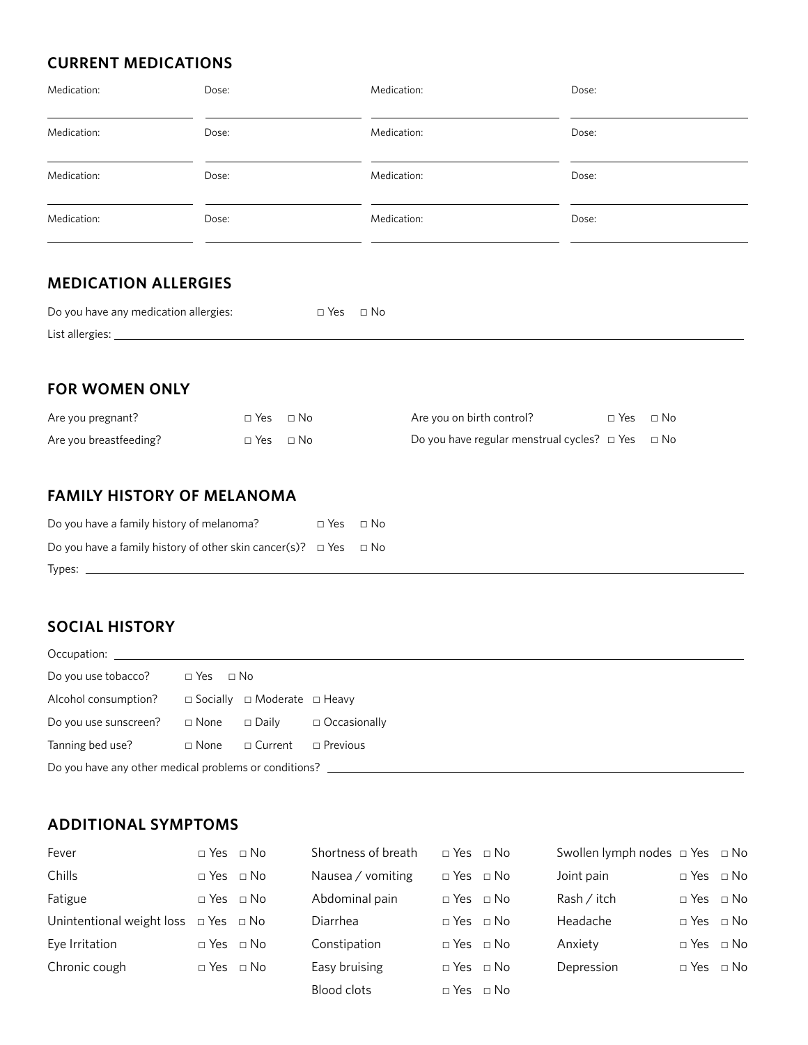## CURRENT MEDICATIONS

| | | | |
|---|---|---|---|
| Medication: | Dose: | Medication: | Dose: |
| Medication: | Dose: | Medication: | Dose: |
| Medication: | Dose: | Medication: | Dose: |
| Medication: | Dose: | Medication: | Dose: |

## MEDICATION ALLERGIES

Do you have any medication allergies: □ Yes □ No

List allergies: ______________________________

## FOR WOMEN ONLY

| | | | |
|---|---|---|---|
| Are you pregnant? | □ Yes □ No | Are you on birth control? | □ Yes □ No |
| Are you breastfeeding? | □ Yes □ No | Do you have regular menstrual cycles? | □ Yes □ No |

## FAMILY HISTORY OF MELANOMA

Do you have a family history of melanoma? □ Yes □ No

Do you have a family history of other skin cancer(s)? □ Yes □ No

Types: ______________________________

## SOCIAL HISTORY

Occupation: ______________________________

| | | | |
|---|---|---|---|
| Do you use tobacco? | □ Yes | □ No | |
| Alcohol consumption? | □ Socially | □ Moderate | □ Heavy |
| Do you use sunscreen? | □ None | □ Daily | □ Occasionally |
| Tanning bed use? | □ None | □ Current | □ Previous |

Do you have any other medical problems or conditions? ______________________________

## ADDITIONAL SYMPTOMS

| | | | | | |
|---|---|---|---|---|---|
| Fever | □ Yes □ No | Shortness of breath | □ Yes □ No | Swollen lymph nodes | □ Yes □ No |
| Chills | □ Yes □ No | Nausea / vomiting | □ Yes □ No | Joint pain | □ Yes □ No |
| Fatigue | □ Yes □ No | Abdominal pain | □ Yes □ No | Rash / itch | □ Yes □ No |
| Unintentional weight loss | □ Yes □ No | Diarrhea | □ Yes □ No | Headache | □ Yes □ No |
| Eye Irritation | □ Yes □ No | Constipation | □ Yes □ No | Anxiety | □ Yes □ No |
| Chronic cough | □ Yes □ No | Easy bruising | □ Yes □ No | Depression | □ Yes □ No |
| | | Blood clots | □ Yes □ No | | |